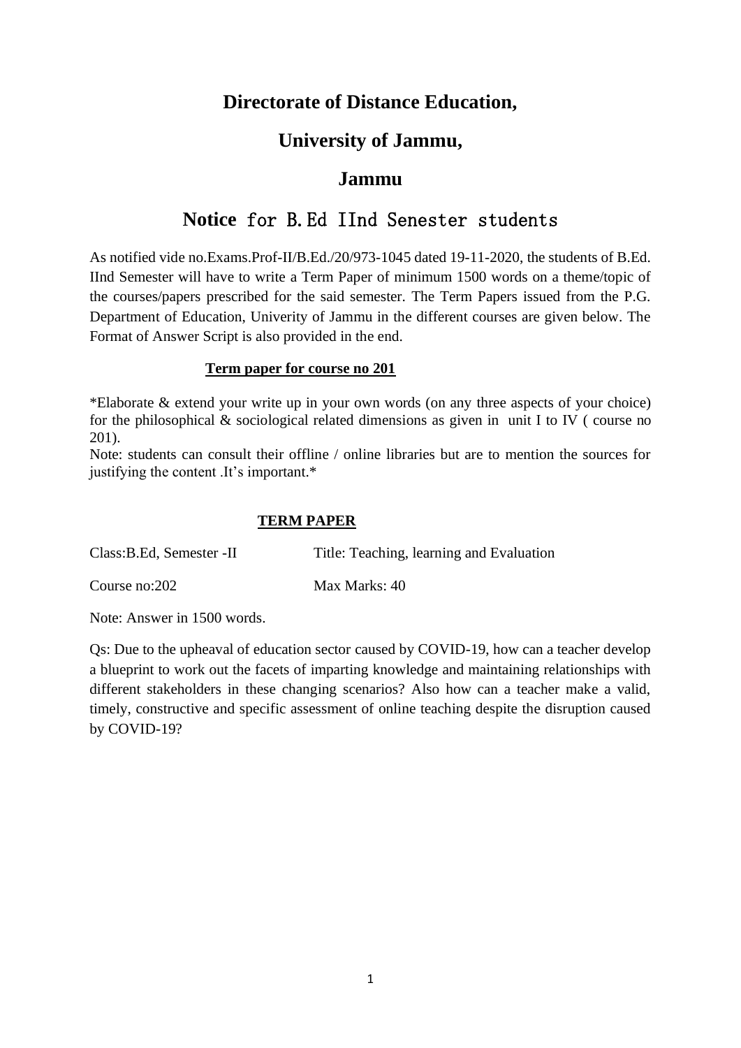# Directorate of Distance Education,

# University of Jammu,

# Jammu

## **Notice** for B.Ed IInd Senester students

As notified vide no.Exams.Prof-II/B.Ed./20/973-1045 dated 19-11-2020, the students of B.Ed. IInd Semester will have to write a Term Paper of minimum 1500 words on a theme/topic of the courses/papers prescribed for the said semester. The Term Papers issued from the P.G. Department of Education, Univerity of Jammu in the different courses are given below. The Format of Answer Script is also provided in the end.

### **Term paper for course no 201**

*Elaborate & extend your write up in your own words (on any three aspects of your choice) for the philosophical & sociological related dimensions as given in unit I to IV ( course no 201).
Note: students can consult their offline / online libraries but are to mention the sources for justifying the content .It's important.*

### **TERM PAPER**

Class:B.Ed, Semester -II | Title: Teaching, learning and Evaluation

Course no:202 | Max Marks: 40

Note: Answer in 1500 words.

Qs: Due to the upheaval of education sector caused by COVID-19, how can a teacher develop a blueprint to work out the facets of imparting knowledge and maintaining relationships with different stakeholders in these changing scenarios? Also how can a teacher make a valid, timely, constructive and specific assessment of online teaching despite the disruption caused by COVID-19?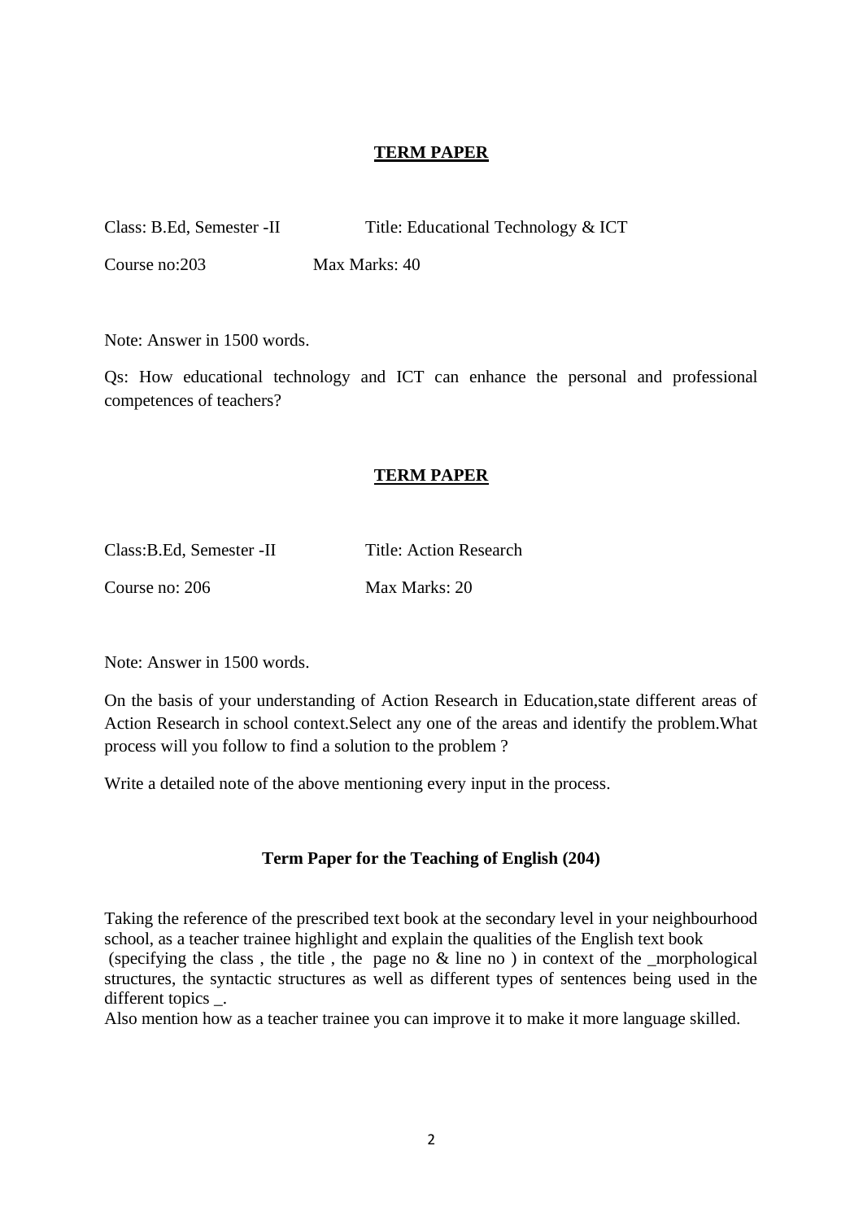## TERM PAPER

Class: B.Ed, Semester -II Title: Educational Technology & ICT

Course no:203 Max Marks: 40

Note: Answer in 1500 words.

Qs: How educational technology and ICT can enhance the personal and professional competences of teachers?

## TERM PAPER

Class:B.Ed, Semester -II Title: Action Research

Course no: 206 Max Marks: 20

Note: Answer in 1500 words.

On the basis of your understanding of Action Research in Education,state different areas of Action Research in school context.Select any one of the areas and identify the problem.What process will you follow to find a solution to the problem ?

Write a detailed note of the above mentioning every input in the process.

### Term Paper for the Teaching of English (204)

Taking the reference of the prescribed text book at the secondary level in your neighbourhood school, as a teacher trainee highlight and explain the qualities of the English text book (specifying the class , the title , the page no & line no ) in context of the _morphological structures, the syntactic structures as well as different types of sentences being used in the different topics _.
Also mention how as a teacher trainee you can improve it to make it more language skilled.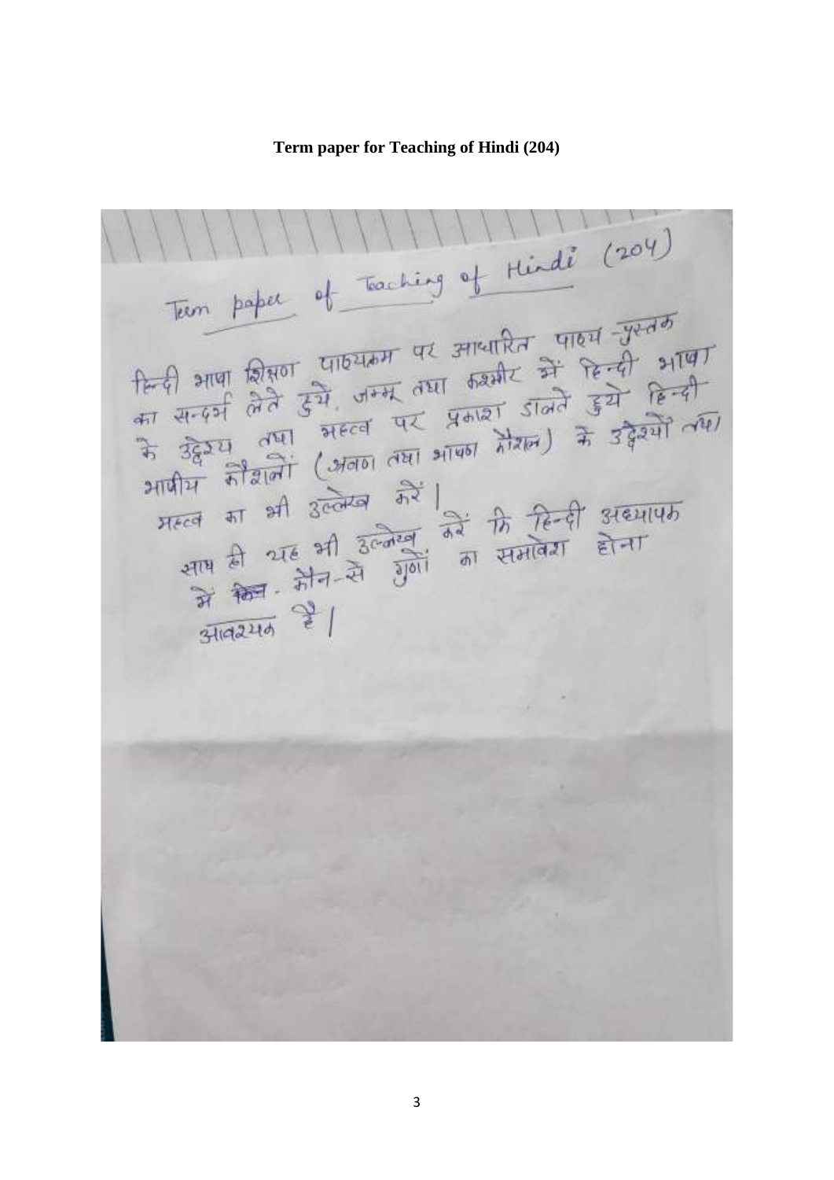**Term paper for Teaching of Hindi (204)**

Term paper of Teaching of Hindi (204)

हिन्दी भाषा शिक्षण पाठ्यक्रम पर आधारित पाठ्य-पुस्तक का सन्दर्भ लेते हुये, जम्मू तथा कश्मीर में हिन्दी भाषा के उद्देश्य तथा महत्व पर प्रकाश डालते हुये हिन्दी भाषीय कौशलों (श्रवण तथा भाषण कौशल) के उद्देश्यों तथा महत्व का भी उल्लेख करें।

साथ ही यह भी उल्लेख करें कि हिन्दी अध्यापक में ~~किन~~ कौन-से गुणों का समावेश होना आवश्यक है।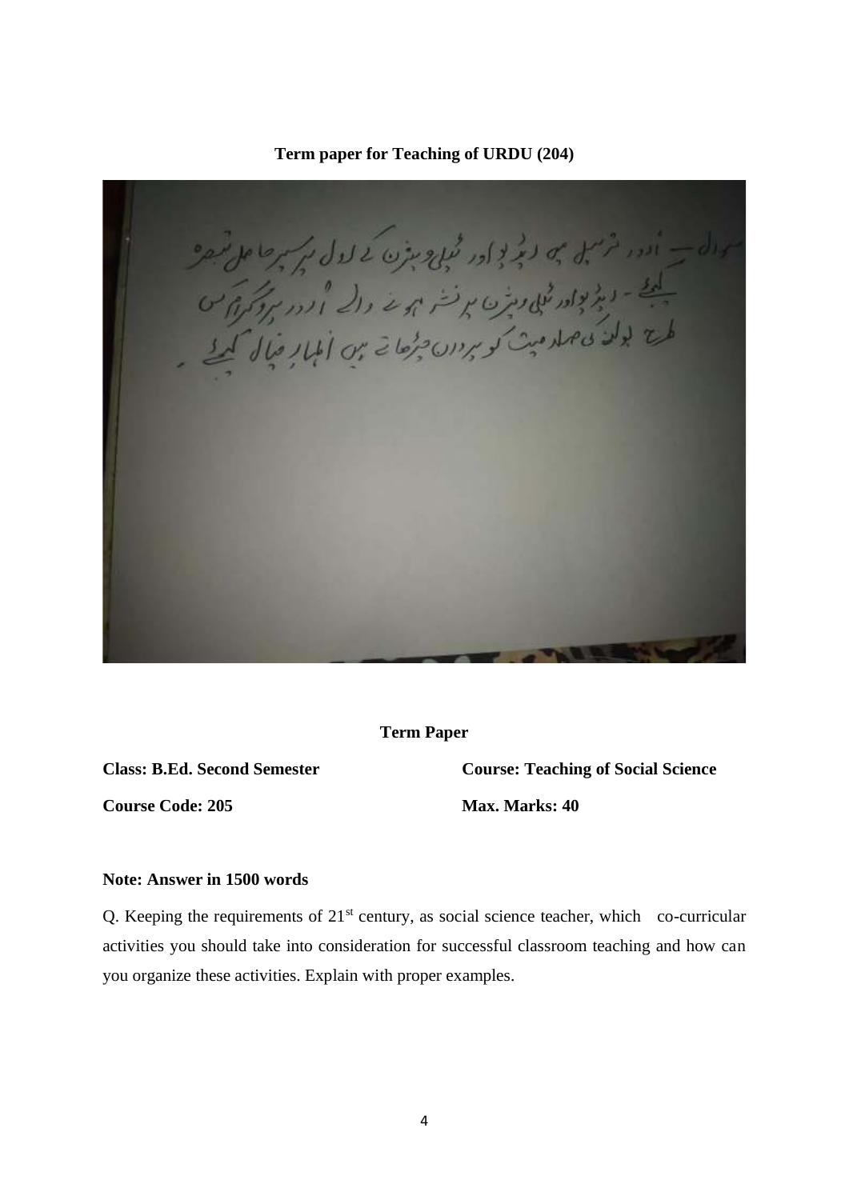**Term paper for Teaching of URDU (204)**

سوال — اردو ترسیل میں ریڈیو اور ٹیلی ویژن کے رول پر سیر حاصل تبصرہ کیجئے۔ ریڈیو اور ٹیلی ویژن پر نشر ہونے والے اردو پروگرام کس طرح بولنے کی صلاحیت کو پروان چڑھاتے ہیں اظہار خیال کیجئے۔

**Term Paper**

**Class: B.Ed. Second Semester** **Course: Teaching of Social Science**

**Course Code: 205** **Max. Marks: 40**

**Note: Answer in 1500 words**

Q. Keeping the requirements of 21st century, as social science teacher, which co-curricular activities you should take into consideration for successful classroom teaching and how can you organize these activities. Explain with proper examples.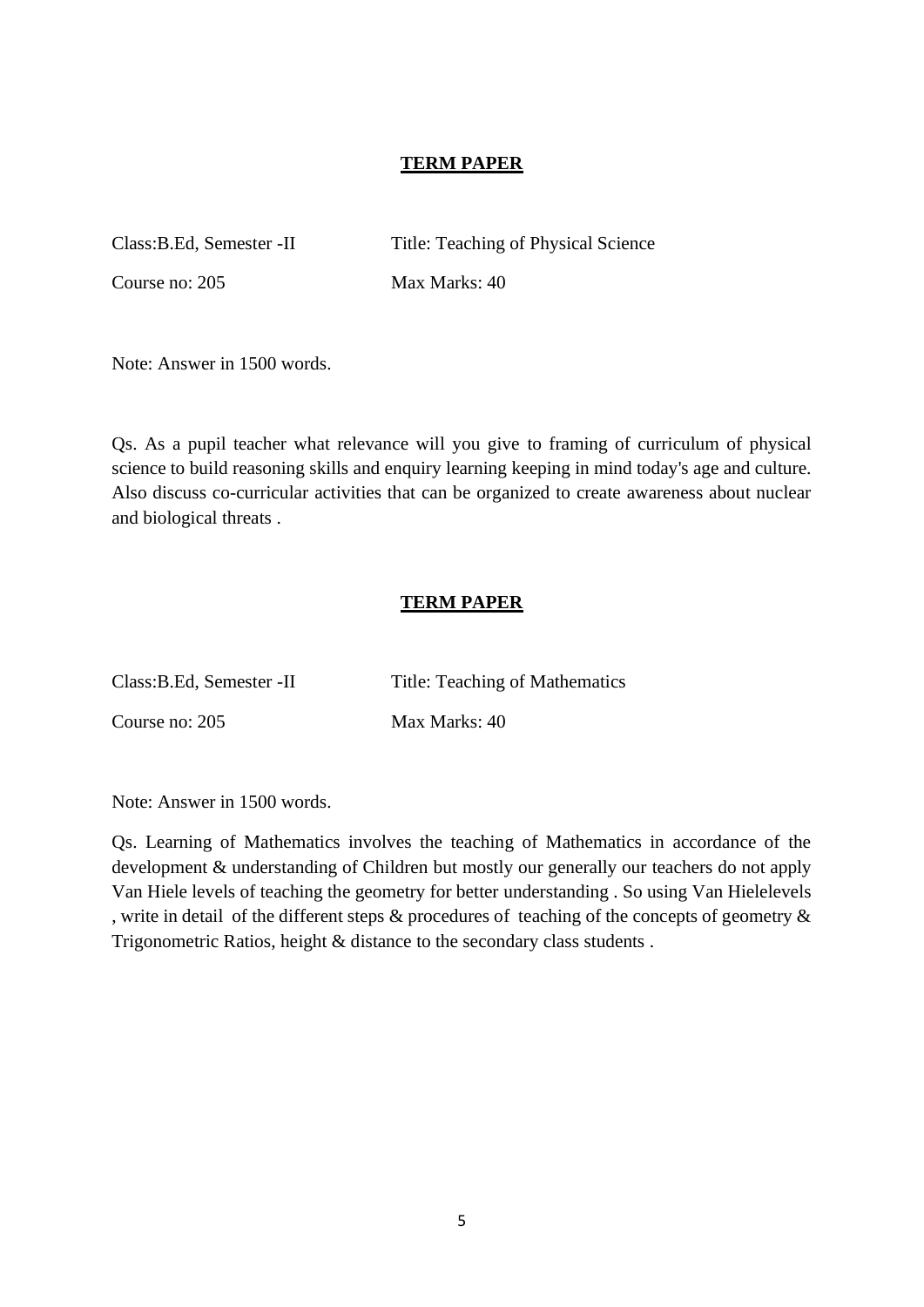## **TERM PAPER**

Class:B.Ed, Semester -II Title: Teaching of Physical Science

Course no: 205 Max Marks: 40

Note: Answer in 1500 words.

Qs. As a pupil teacher what relevance will you give to framing of curriculum of physical science to build reasoning skills and enquiry learning keeping in mind today's age and culture. Also discuss co-curricular activities that can be organized to create awareness about nuclear and biological threats .

## **TERM PAPER**

Class:B.Ed, Semester -II Title: Teaching of Mathematics

Course no: 205 Max Marks: 40

Note: Answer in 1500 words.

Qs. Learning of Mathematics involves the teaching of Mathematics in accordance of the development & understanding of Children but mostly our generally our teachers do not apply Van Hiele levels of teaching the geometry for better understanding . So using Van Hielelevels , write in detail of the different steps & procedures of teaching of the concepts of geometry & Trigonometric Ratios, height & distance to the secondary class students .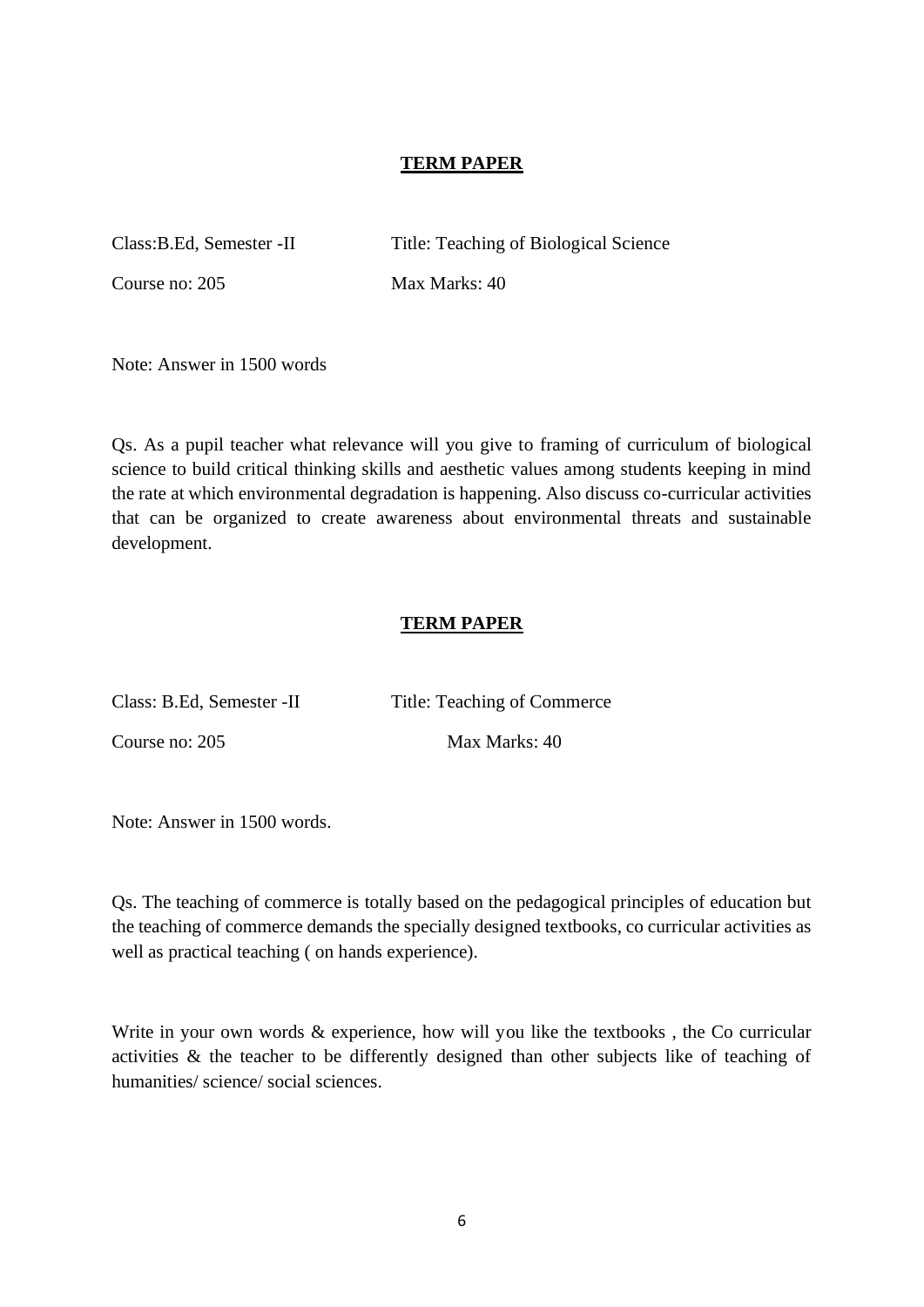## TERM PAPER

Class:B.Ed, Semester -II    Title: Teaching of Biological Science

Course no: 205    Max Marks: 40

Note: Answer in 1500 words

Qs. As a pupil teacher what relevance will you give to framing of curriculum of biological science to build critical thinking skills and aesthetic values among students keeping in mind the rate at which environmental degradation is happening. Also discuss co-curricular activities that can be organized to create awareness about environmental threats and sustainable development.

## TERM PAPER

Class: B.Ed, Semester -II    Title: Teaching of Commerce

Course no: 205    Max Marks: 40

Note: Answer in 1500 words.

Qs. The teaching of commerce is totally based on the pedagogical principles of education but the teaching of commerce demands the specially designed textbooks, co curricular activities as well as practical teaching ( on hands experience).

Write in your own words & experience, how will you like the textbooks , the Co curricular activities & the teacher to be differently designed than other subjects like of teaching of humanities/ science/ social sciences.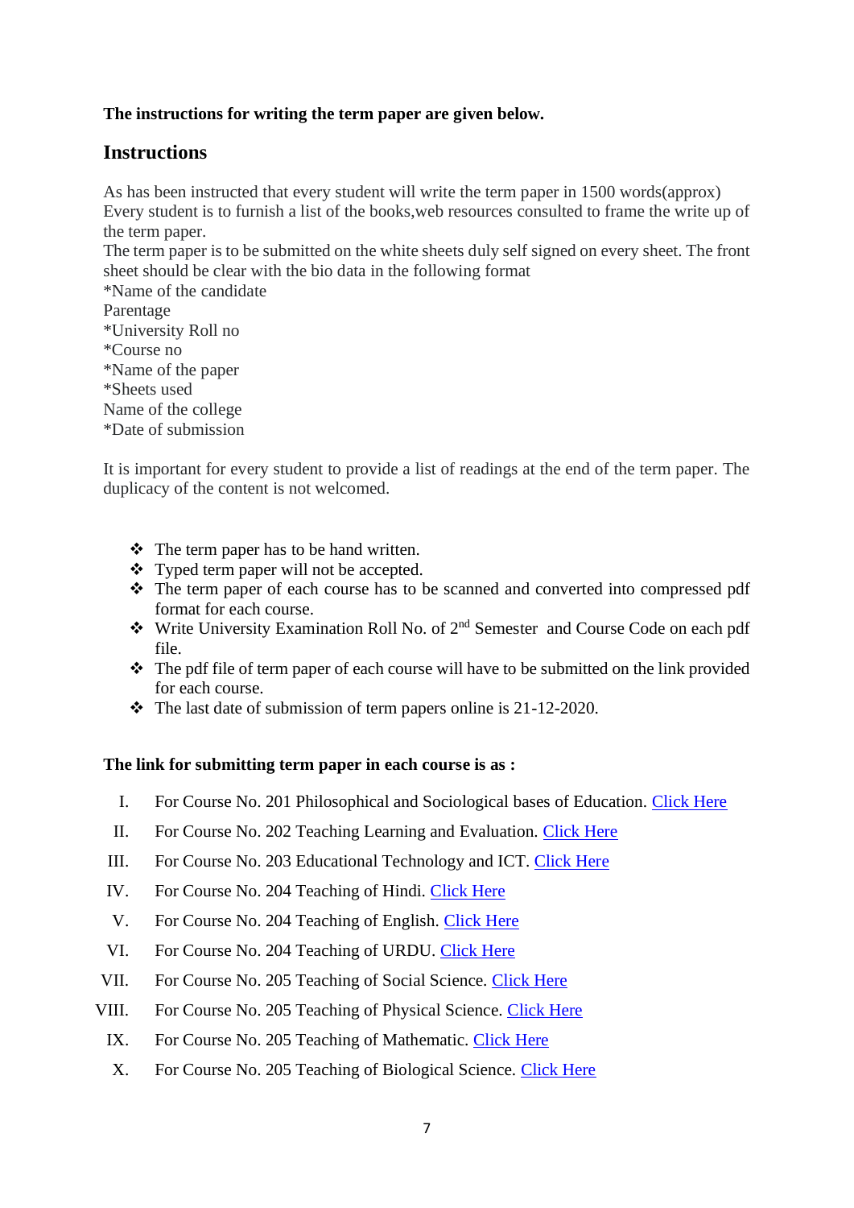**The instructions for writing the term paper are given below.**

## Instructions

As has been instructed that every student will write the term paper in 1500 words(approx)
Every student is to furnish a list of the books,web resources consulted to frame the write up of the term paper.
The term paper is to be submitted on the white sheets duly self signed on every sheet. The front sheet should be clear with the bio data in the following format
*Name of the candidate
Parentage
*University Roll no
*Course no
*Name of the paper
*Sheets used
Name of the college
*Date of submission

It is important for every student to provide a list of readings at the end of the term paper. The duplicacy of the content is not welcomed.

- The term paper has to be hand written.
- Typed term paper will not be accepted.
- The term paper of each course has to be scanned and converted into compressed pdf format for each course.
- Write University Examination Roll No. of 2nd Semester and Course Code on each pdf file.
- The pdf file of term paper of each course will have to be submitted on the link provided for each course.
- The last date of submission of term papers online is 21-12-2020.

**The link for submitting term paper in each course is as :**

I. For Course No. 201 Philosophical and Sociological bases of Education. Click Here
II. For Course No. 202 Teaching Learning and Evaluation. Click Here
III. For Course No. 203 Educational Technology and ICT. Click Here
IV. For Course No. 204 Teaching of Hindi. Click Here
V. For Course No. 204 Teaching of English. Click Here
VI. For Course No. 204 Teaching of URDU. Click Here
VII. For Course No. 205 Teaching of Social Science. Click Here
VIII. For Course No. 205 Teaching of Physical Science. Click Here
IX. For Course No. 205 Teaching of Mathematic. Click Here
X. For Course No. 205 Teaching of Biological Science. Click Here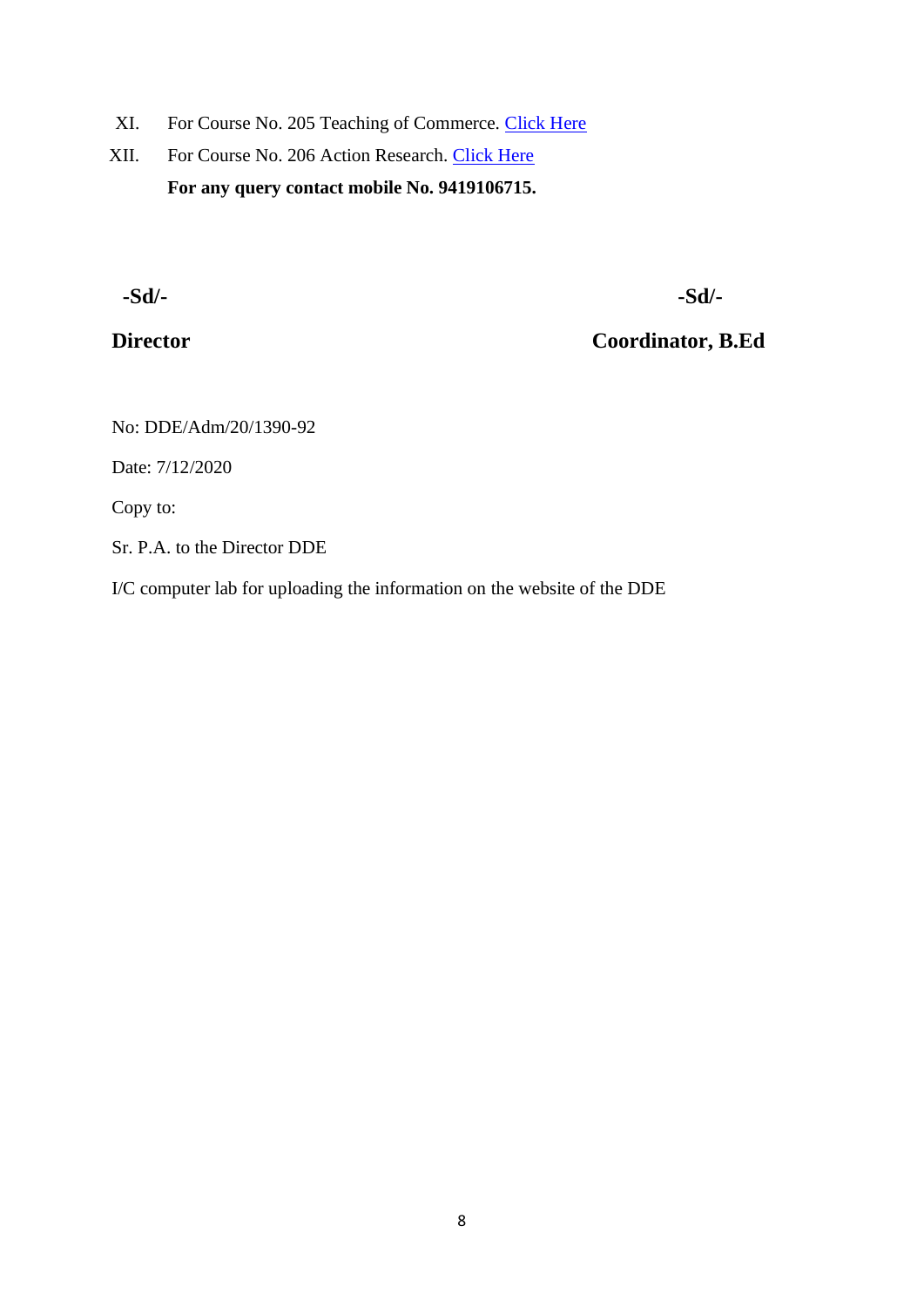XI. For Course No. 205 Teaching of Commerce. Click Here

XII. For Course No. 206 Action Research. Click Here

**For any query contact mobile No. 9419106715.**

**-Sd/-** **-Sd/-**

**Director** **Coordinator, B.Ed**

No: DDE/Adm/20/1390-92

Date: 7/12/2020

Copy to:

Sr. P.A. to the Director DDE

I/C computer lab for uploading the information on the website of the DDE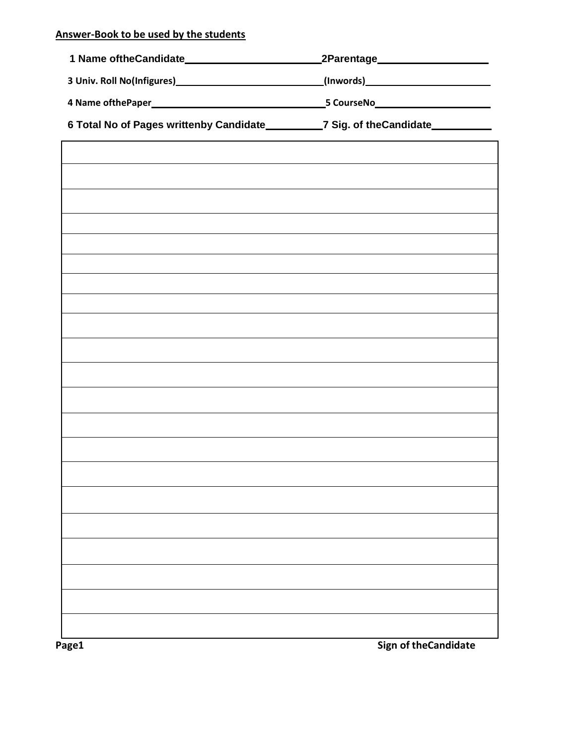**Answer-Book to be used by the students**

1 Name oftheCandidate\_\_\_\_\_\_\_\_\_\_\_\_\_\_\_\_\_\_\_\_\_\_\_\_ 2Parentage\_\_\_\_\_\_\_\_\_\_\_\_\_\_\_\_\_\_\_\_

3 Univ. Roll No(Infigures)\_\_\_\_\_\_\_\_\_\_\_\_\_\_\_\_\_\_\_\_\_\_\_\_\_\_\_\_ (Inwords)\_\_\_\_\_\_\_\_\_\_\_\_\_\_\_\_\_\_\_\_\_\_\_\_

4 Name ofthePaper\_\_\_\_\_\_\_\_\_\_\_\_\_\_\_\_\_\_\_\_\_\_\_\_\_\_\_\_\_\_\_\_\_ 5 CourseNo\_\_\_\_\_\_\_\_\_\_\_\_\_\_\_\_\_\_\_\_\_\_

6 Total No of Pages writtenby Candidate\_\_\_\_\_\_\_\_\_\_ 7 Sig. of theCandidate\_\_\_\_\_\_\_\_\_\_\_

Page1 Sign of theCandidate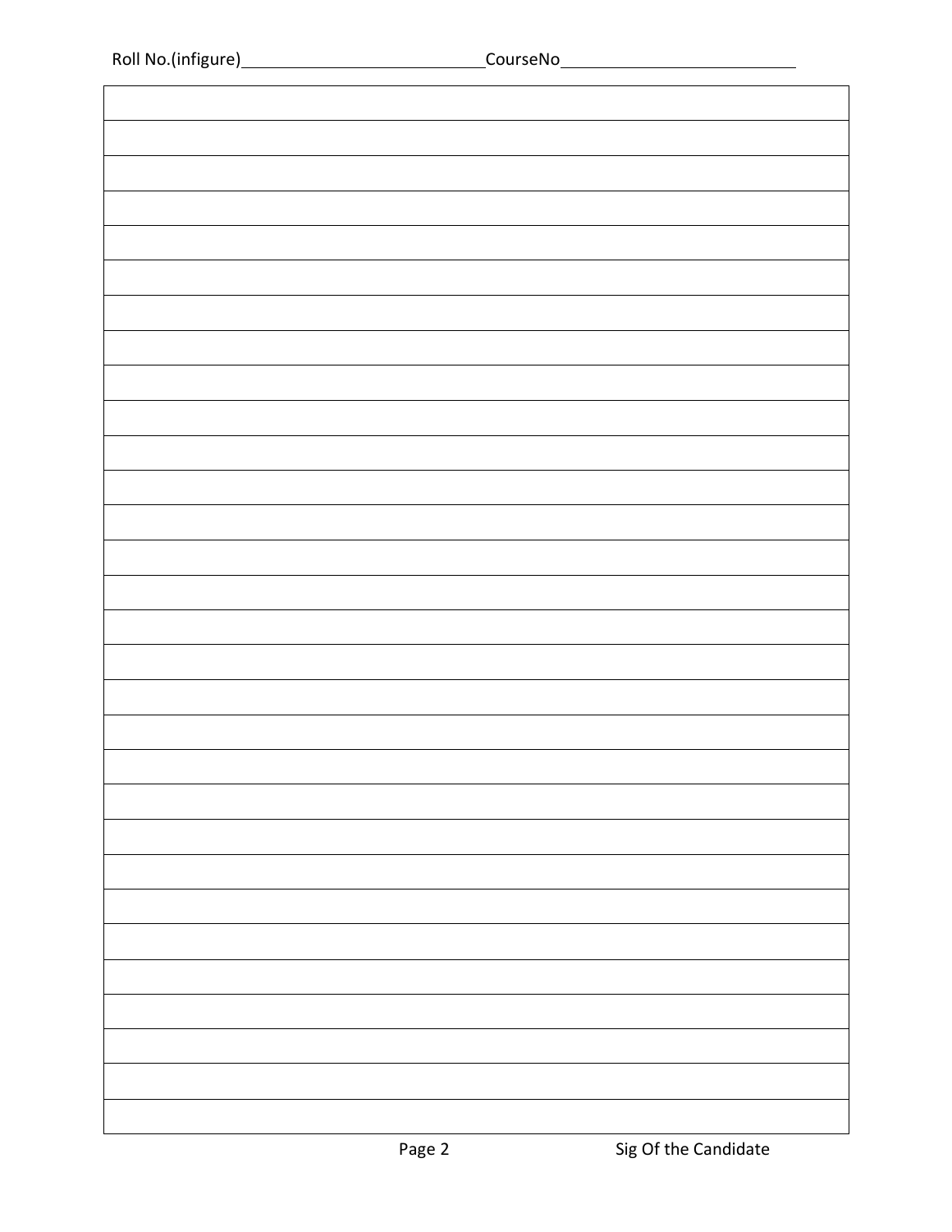Roll No.(infigure)\_\_\_\_\_\_\_\_\_\_\_\_\_\_\_\_\_\_\_\_\_\_\_\_\_\_CourseNo\_\_\_\_\_\_\_\_\_\_\_\_\_\_\_\_\_\_\_\_\_\_\_\_\_\_

Sig Of the Candidate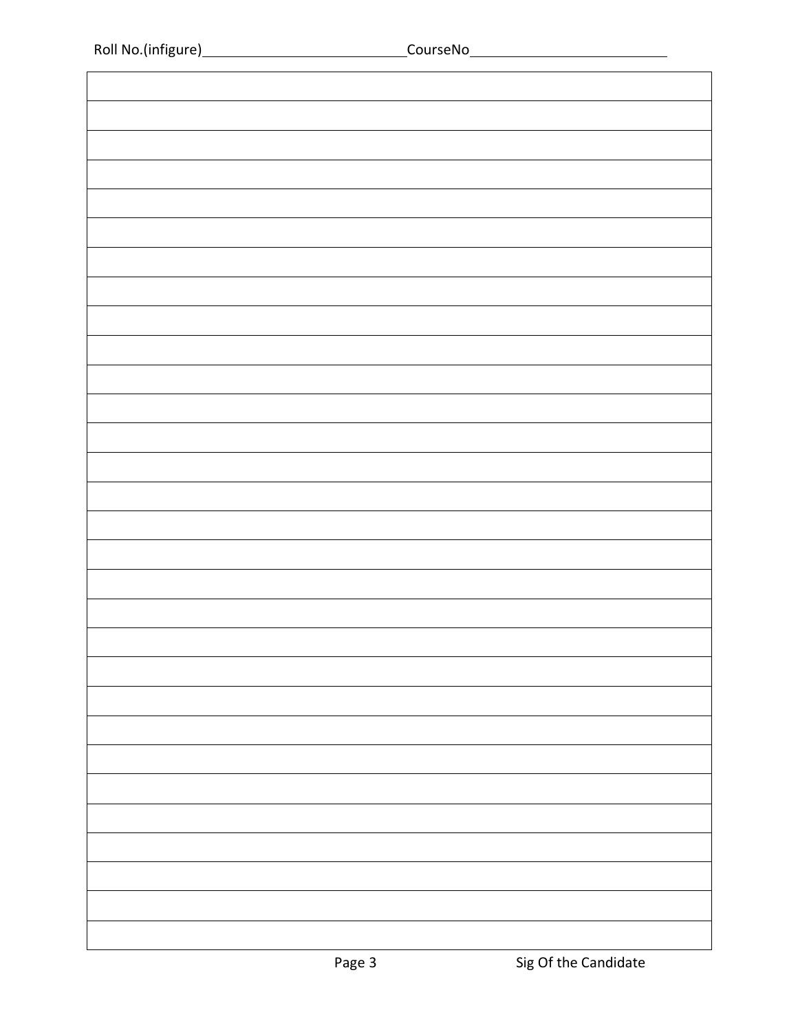Roll No.(infigure)\_\_\_\_\_\_\_\_\_\_\_\_\_\_\_\_\_\_\_\_\_\_\_\_\_\_CourseNo\_\_\_\_\_\_\_\_\_\_\_\_\_\_\_\_\_\_\_\_\_\_\_\_\_\_

Sig Of the Candidate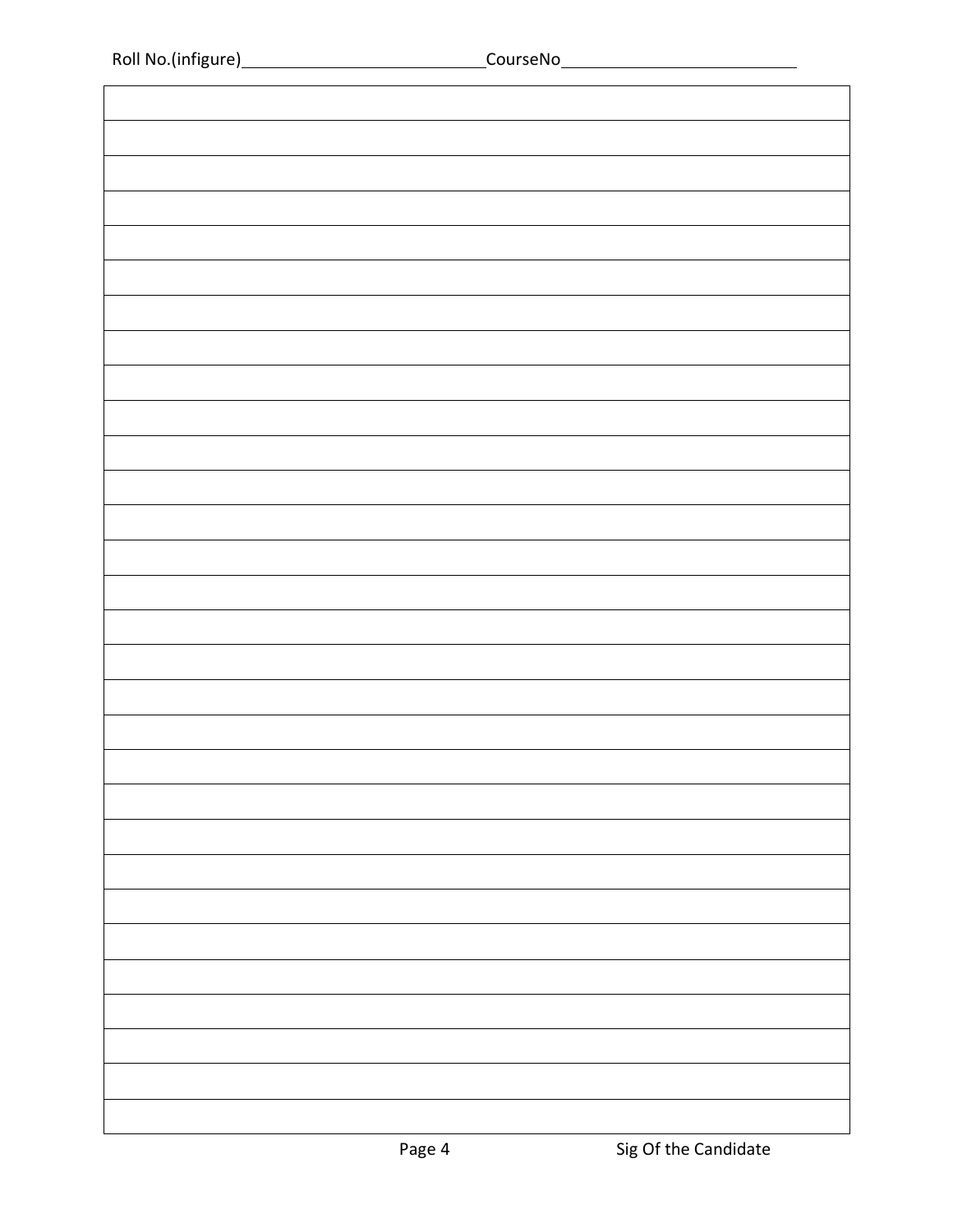Roll No.(infigure)\_\_\_\_\_\_\_\_\_\_\_\_\_\_\_\_\_\_\_\_\_\_\_\_\_\_CourseNo\_\_\_\_\_\_\_\_\_\_\_\_\_\_\_\_\_\_\_\_\_\_\_\_\_\_

Sig Of the Candidate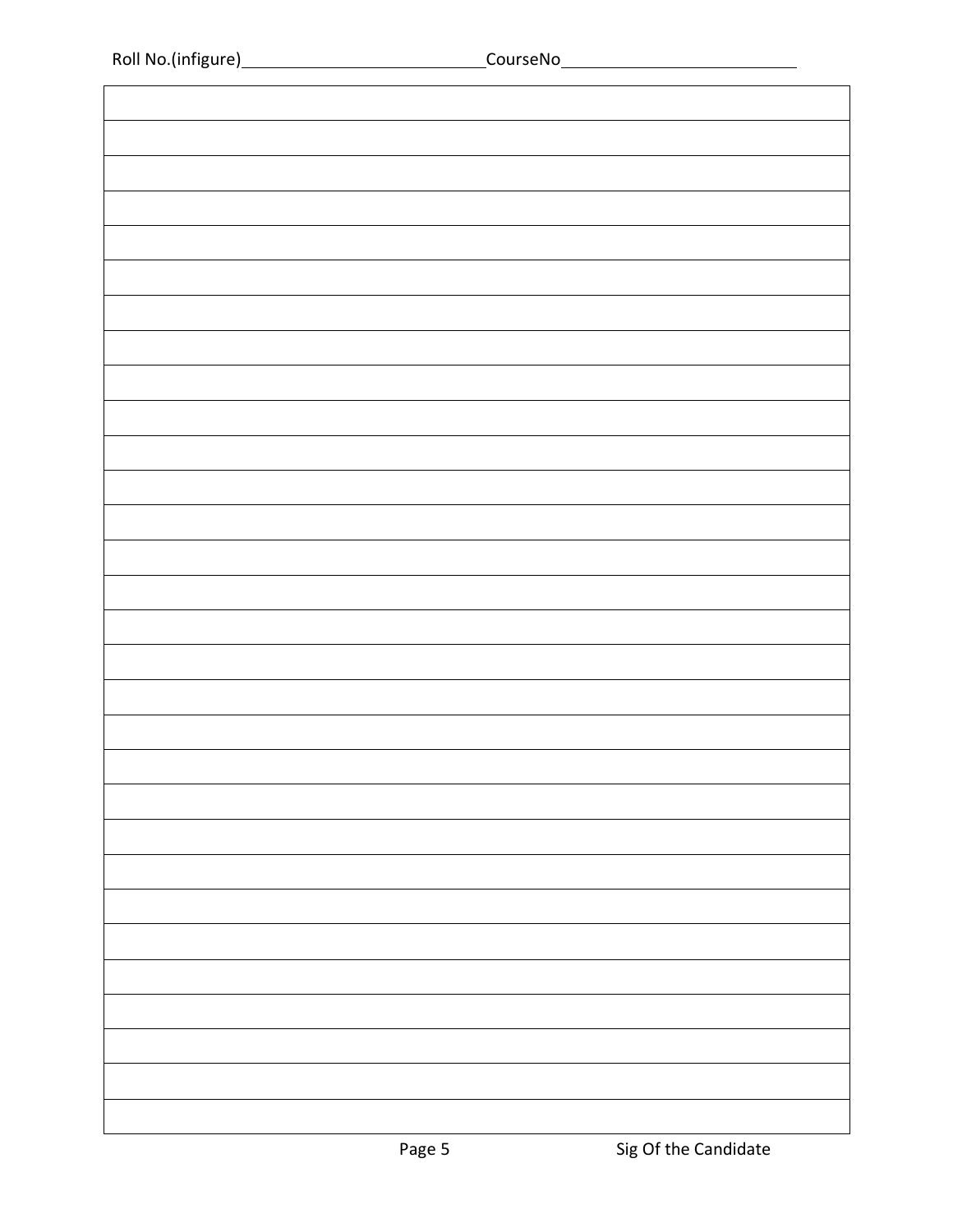Roll No.(infigure)\_\_\_\_\_\_\_\_\_\_\_\_\_\_\_\_\_\_\_\_\_\_\_\_\_\_CourseNo\_\_\_\_\_\_\_\_\_\_\_\_\_\_\_\_\_\_\_\_\_\_\_\_\_\_

Sig Of the Candidate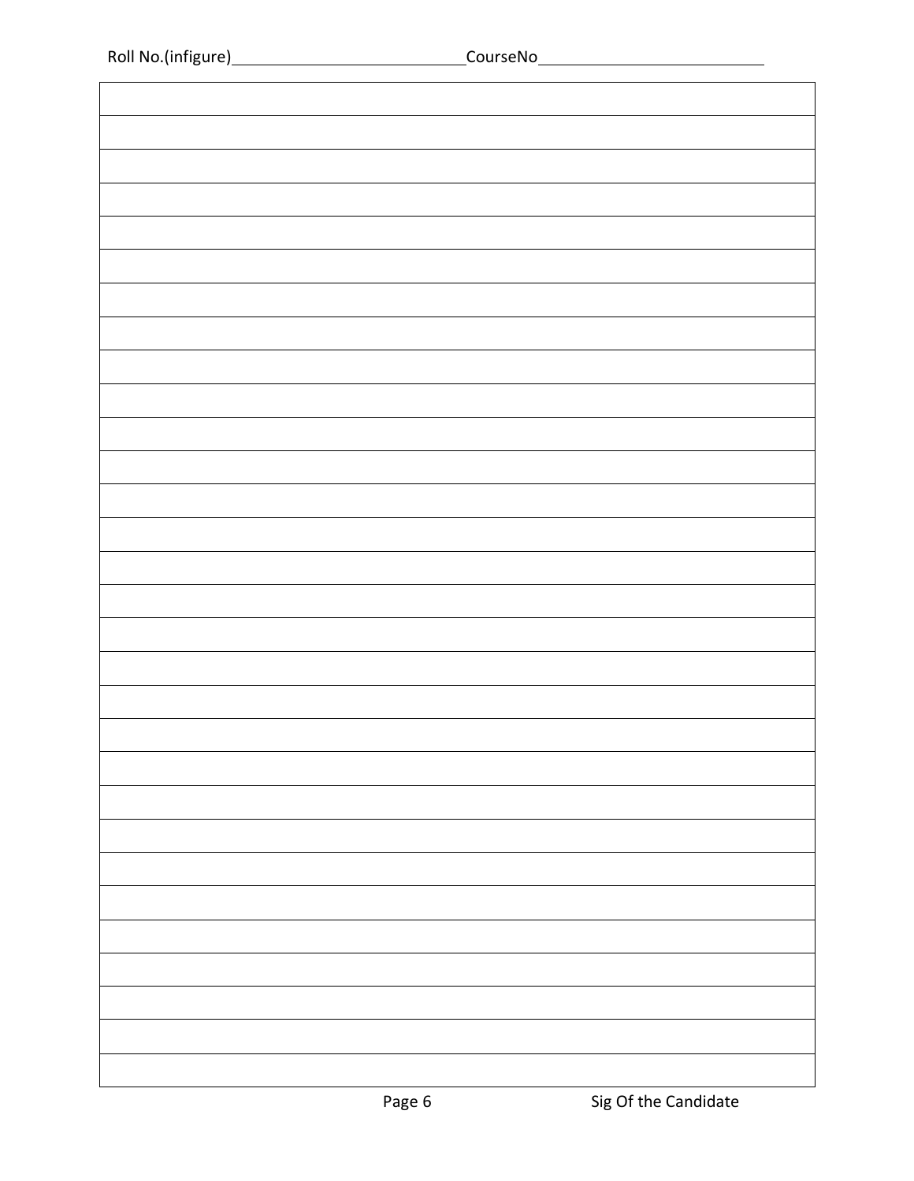Roll No.(infigure)\_\_\_\_\_\_\_\_\_\_\_\_\_\_\_\_\_\_\_\_\_\_\_\_\_\_CourseNo\_\_\_\_\_\_\_\_\_\_\_\_\_\_\_\_\_\_\_\_\_\_\_\_\_\_

Sig Of the Candidate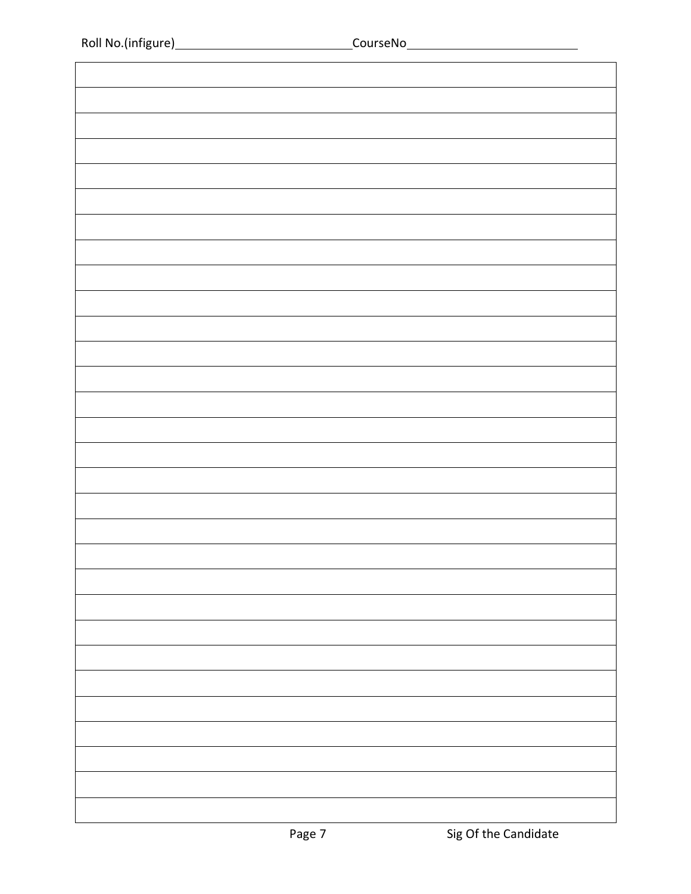Roll No.(infigure)\_\_\_\_\_\_\_\_\_\_\_\_\_\_\_\_\_\_\_\_\_\_\_\_\_\_ CourseNo\_\_\_\_\_\_\_\_\_\_\_\_\_\_\_\_\_\_\_\_\_\_\_\_\_\_

Sig Of the Candidate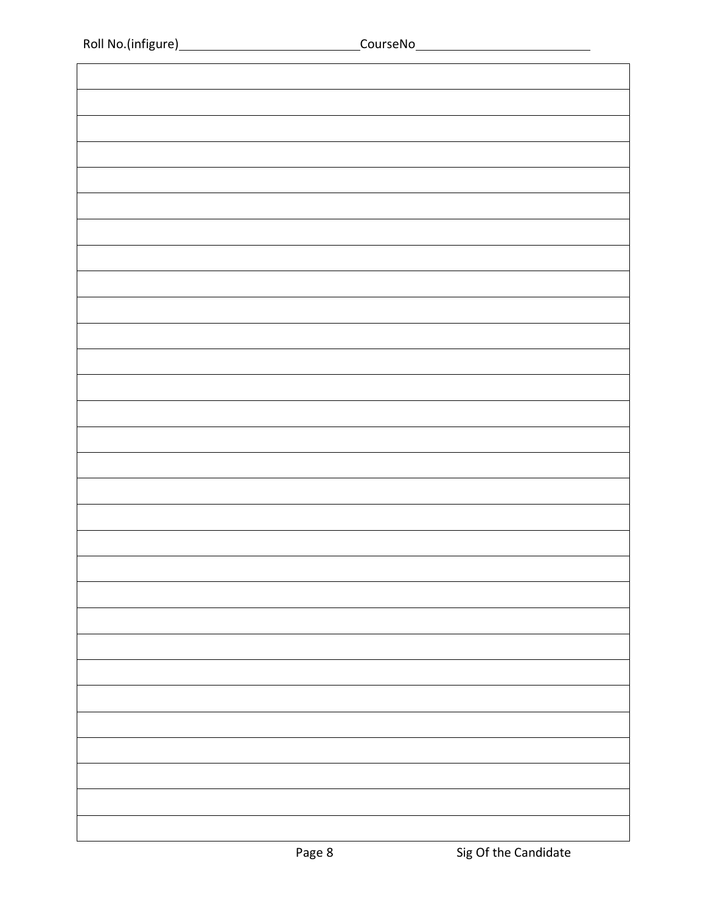Roll No.(infigure)\_\_\_\_\_\_\_\_\_\_\_\_\_\_\_\_\_\_\_\_\_\_\_\_\_\_CourseNo\_\_\_\_\_\_\_\_\_\_\_\_\_\_\_\_\_\_\_\_\_\_\_\_\_\_

Sig Of the Candidate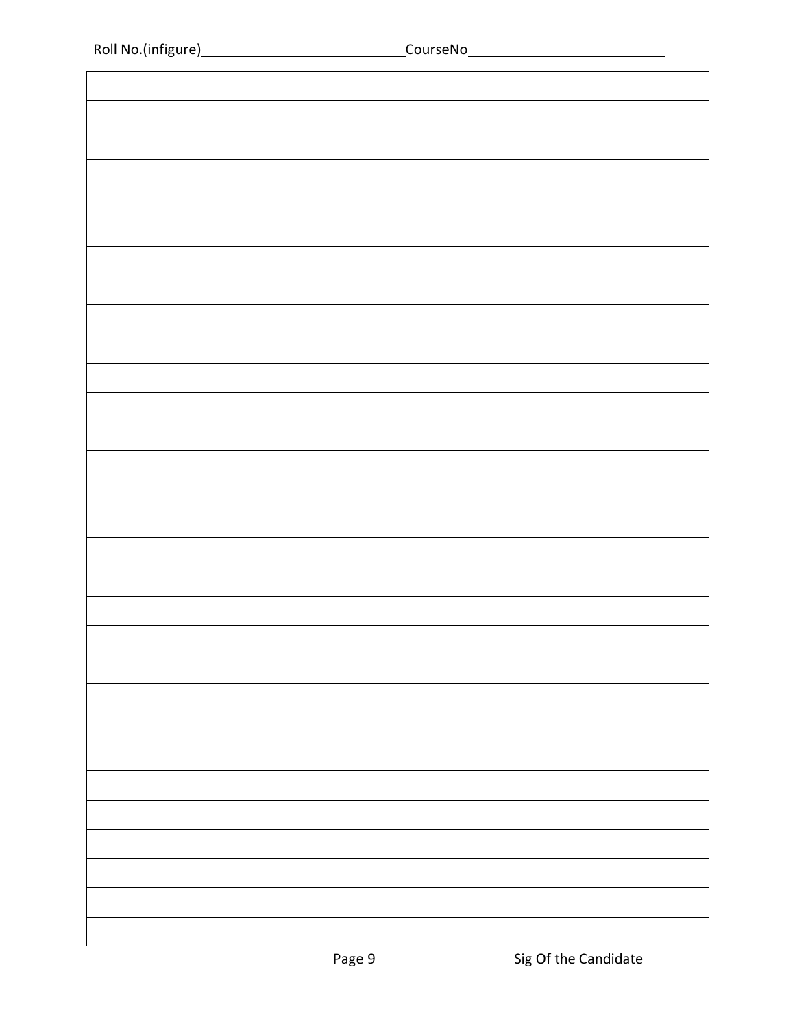Roll No.(infigure)\_\_\_\_\_\_\_\_\_\_\_\_\_\_\_\_\_\_\_\_\_\_\_\_\_\_CourseNo\_\_\_\_\_\_\_\_\_\_\_\_\_\_\_\_\_\_\_\_\_\_\_\_\_\_

Sig Of the Candidate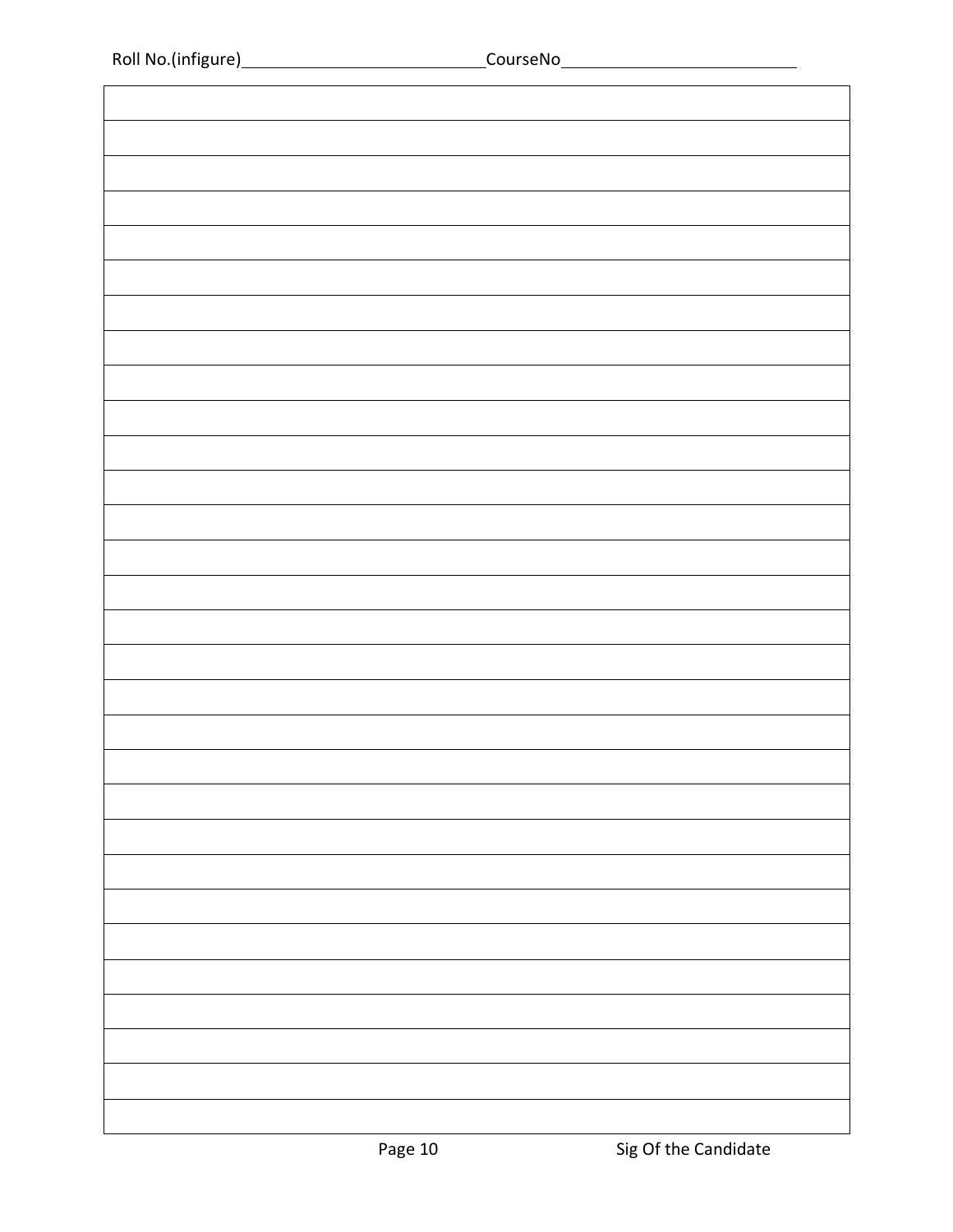Roll No.(infigure)__________________________CourseNo__________________________

Sig Of the Candidate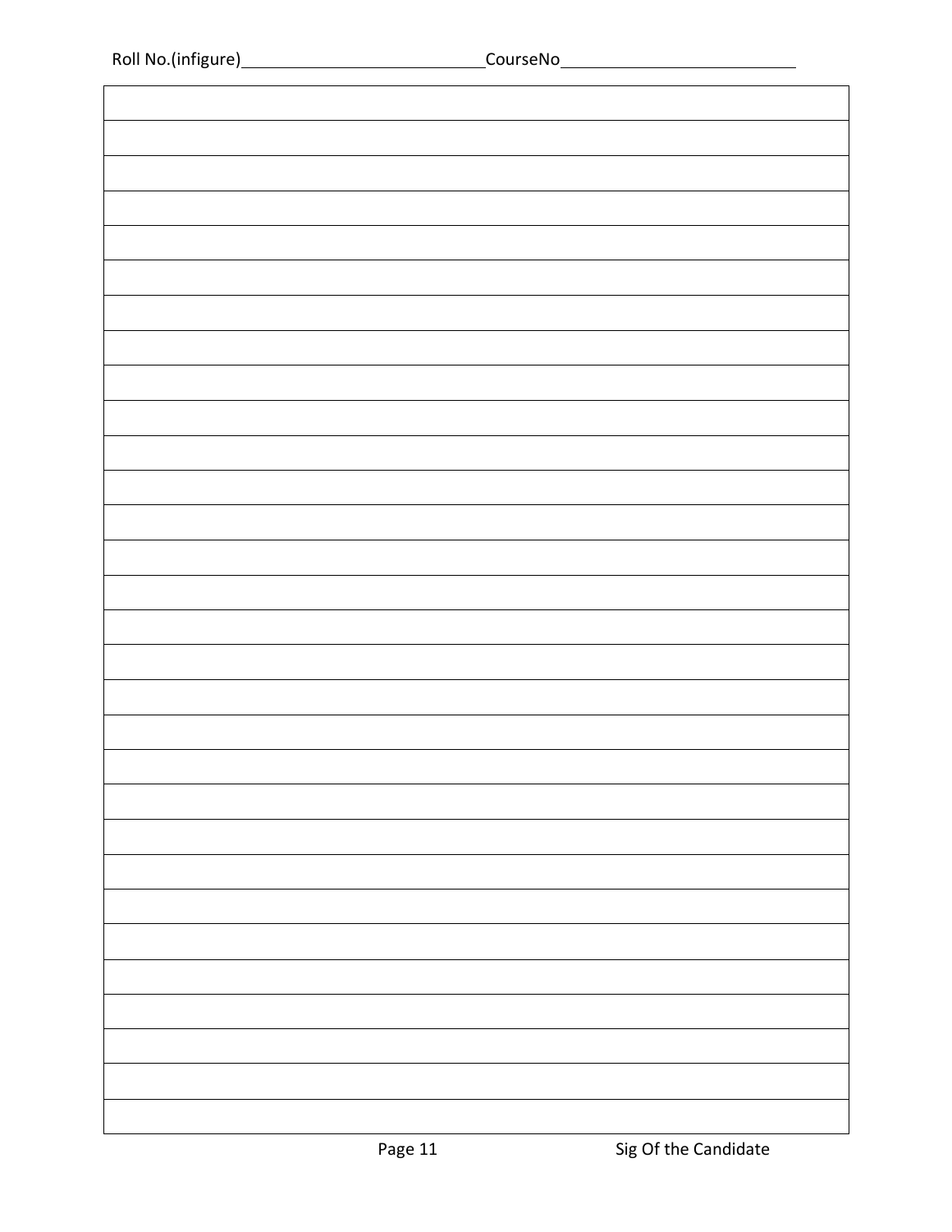Roll No.(infigure)__________________________CourseNo__________________________

Sig Of the Candidate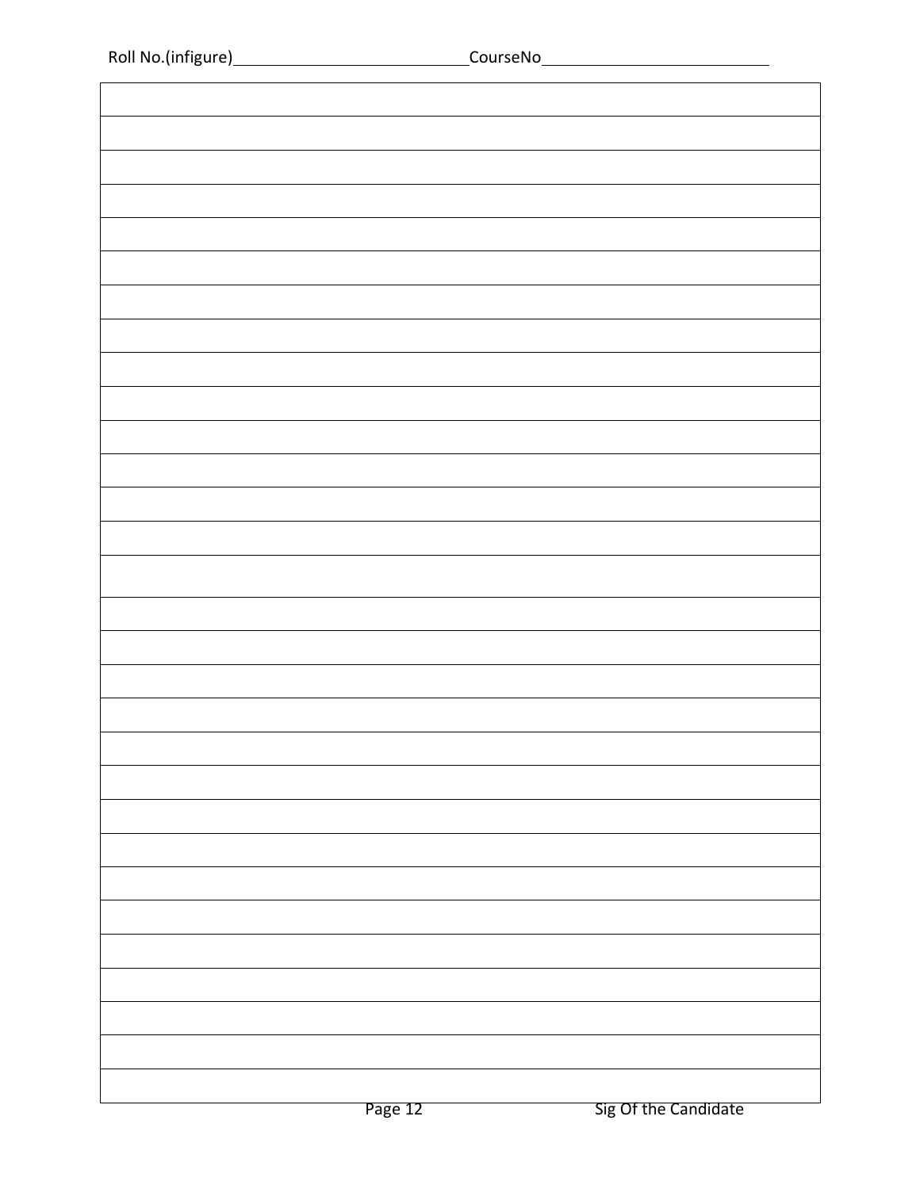Roll No.(infigure)\_\_\_\_\_\_\_\_\_\_\_\_\_\_\_\_\_\_\_\_\_\_\_\_\_\_CourseNo\_\_\_\_\_\_\_\_\_\_\_\_\_\_\_\_\_\_\_\_\_\_\_\_\_\_

Sig Of the Candidate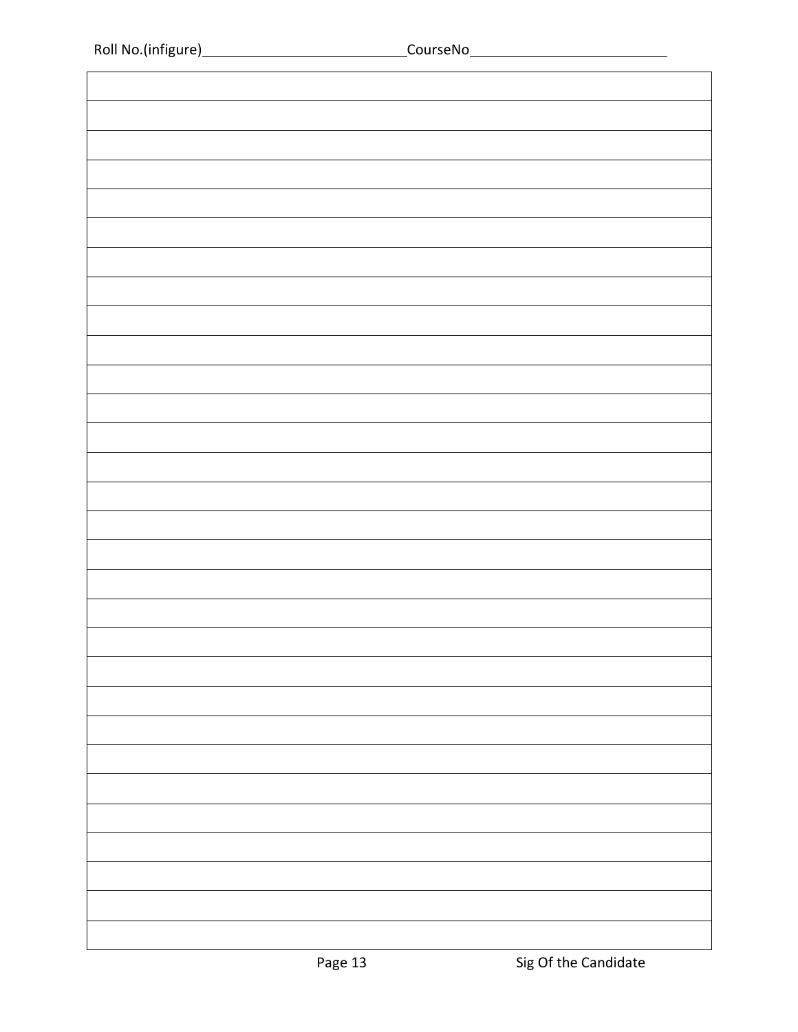Roll No.(infigure)__________________________ CourseNo__________________________

Sig Of the Candidate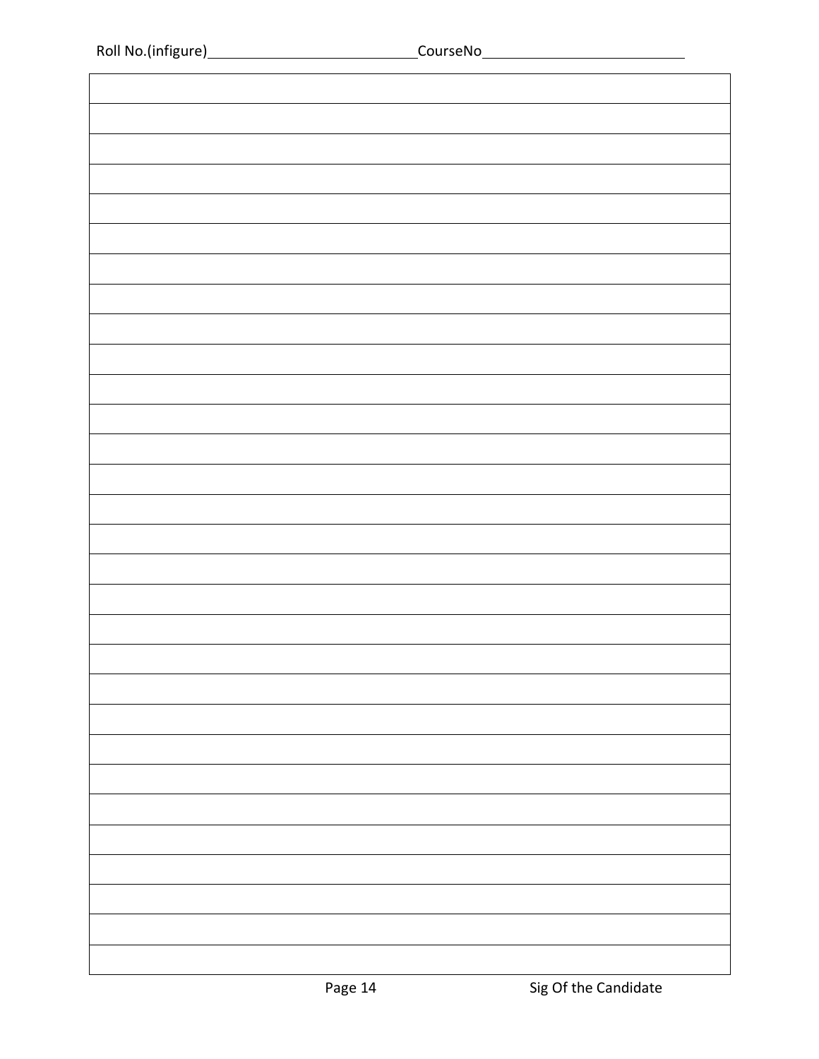Roll No.(infigure)\_\_\_\_\_\_\_\_\_\_\_\_\_\_\_\_\_\_\_\_\_\_\_\_\_\_ CourseNo\_\_\_\_\_\_\_\_\_\_\_\_\_\_\_\_\_\_\_\_\_\_\_\_\_\_

Sig Of the Candidate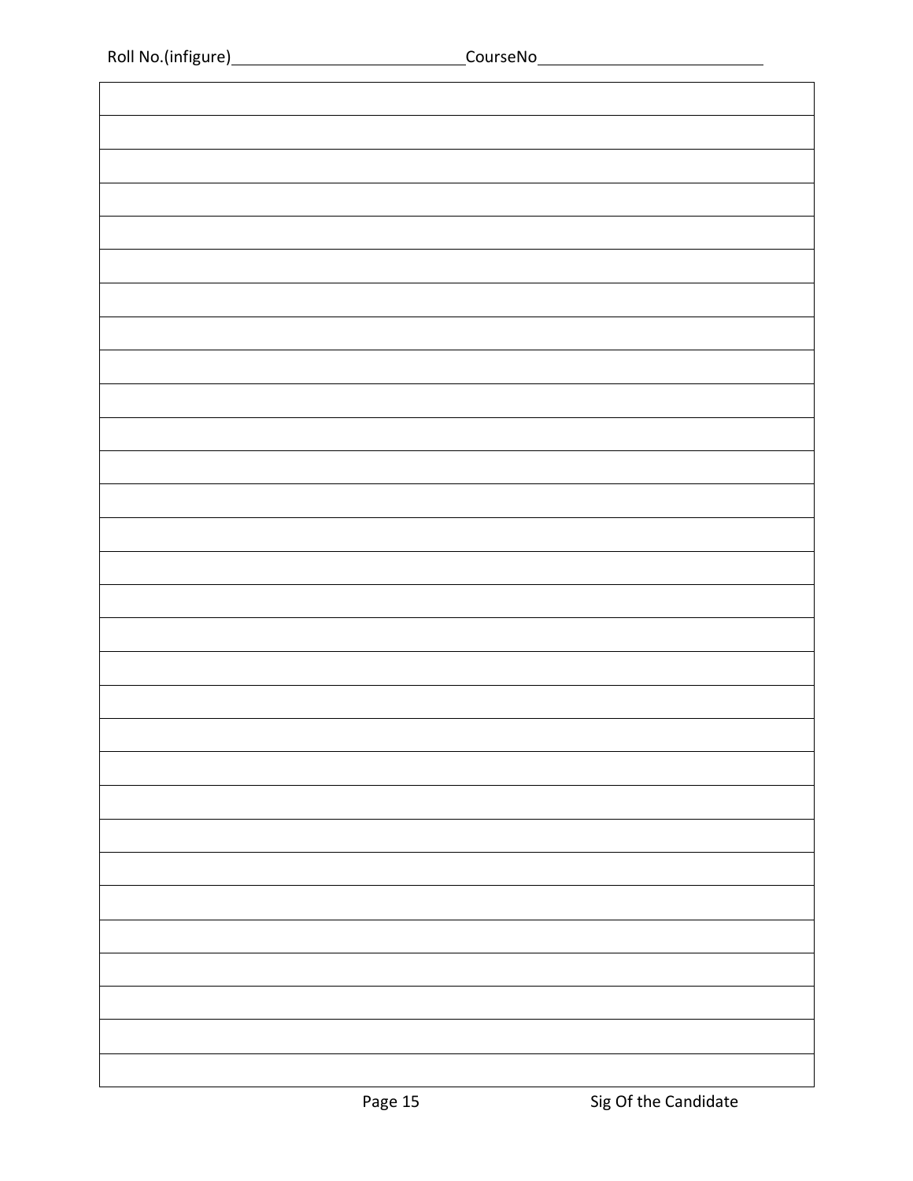Roll No.(infigure)\_\_\_\_\_\_\_\_\_\_\_\_\_\_\_\_\_\_\_\_\_\_\_\_\_\_CourseNo\_\_\_\_\_\_\_\_\_\_\_\_\_\_\_\_\_\_\_\_\_\_\_\_\_\_

Sig Of the Candidate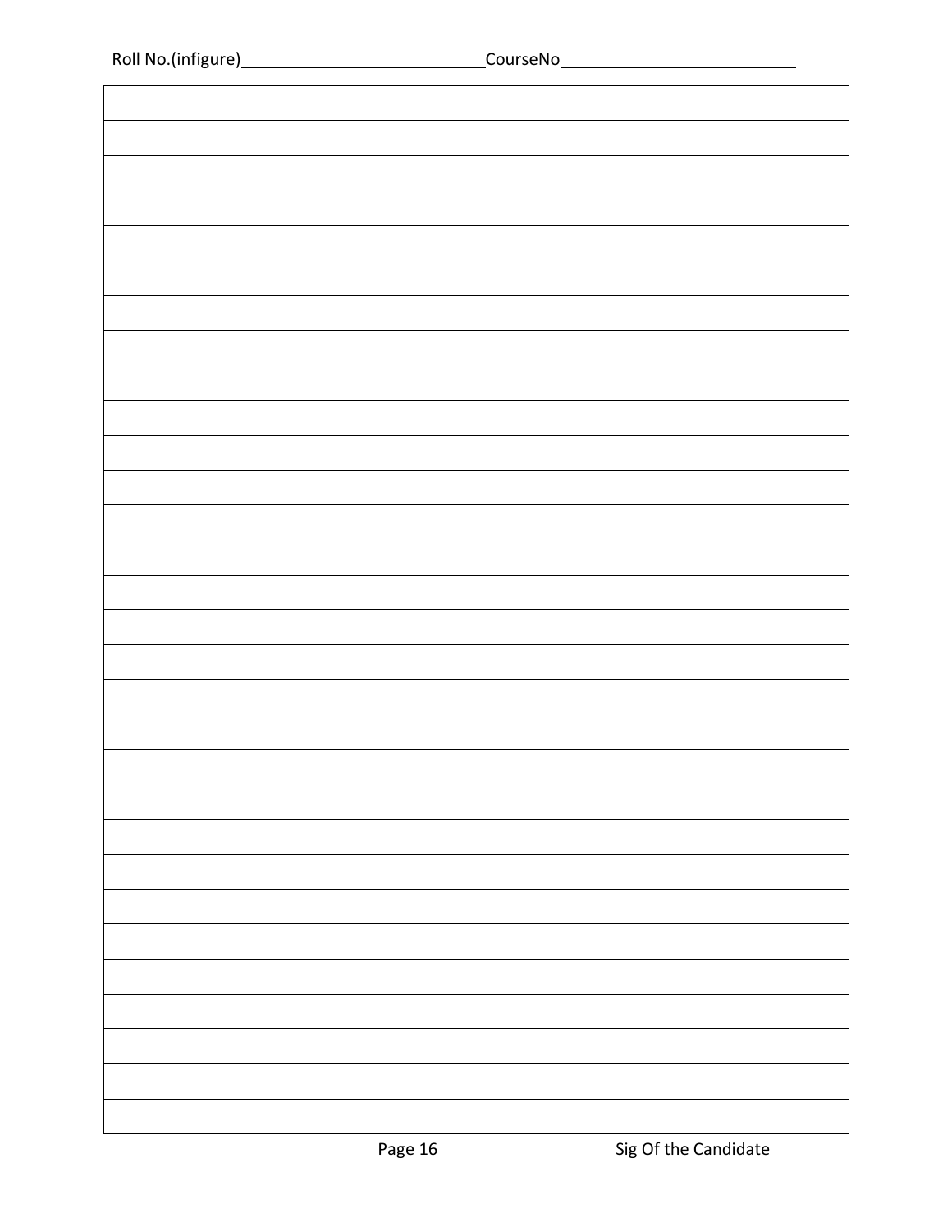Roll No.(infigure)\_\_\_\_\_\_\_\_\_\_\_\_\_\_\_\_\_\_\_\_\_\_\_\_\_\_CourseNo\_\_\_\_\_\_\_\_\_\_\_\_\_\_\_\_\_\_\_\_\_\_\_\_\_\_

Sig Of the Candidate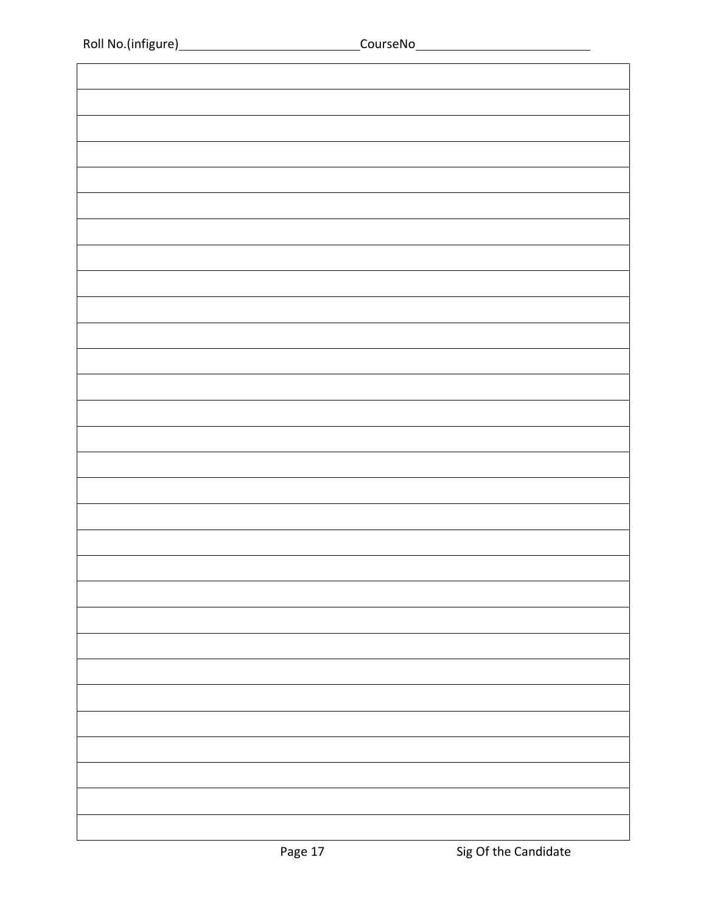Roll No.(infigure)\_\_\_\_\_\_\_\_\_\_\_\_\_\_\_\_\_\_\_\_\_\_\_\_\_\_CourseNo\_\_\_\_\_\_\_\_\_\_\_\_\_\_\_\_\_\_\_\_\_\_\_\_\_\_

Sig Of the Candidate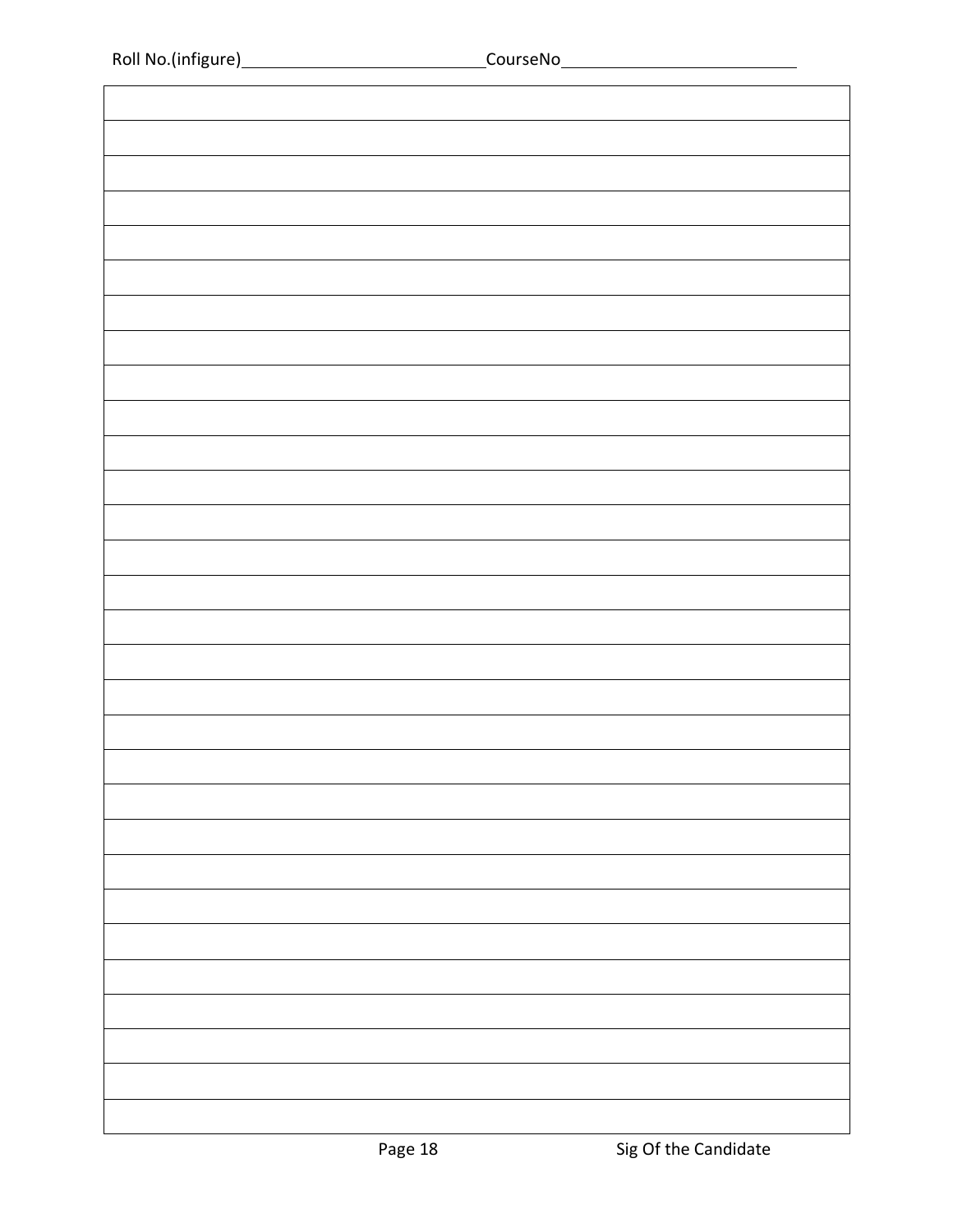Roll No.(infigure)\_\_\_\_\_\_\_\_\_\_\_\_\_\_\_\_\_\_\_\_\_\_\_\_\_\_CourseNo\_\_\_\_\_\_\_\_\_\_\_\_\_\_\_\_\_\_\_\_\_\_\_\_\_\_

Sig Of the Candidate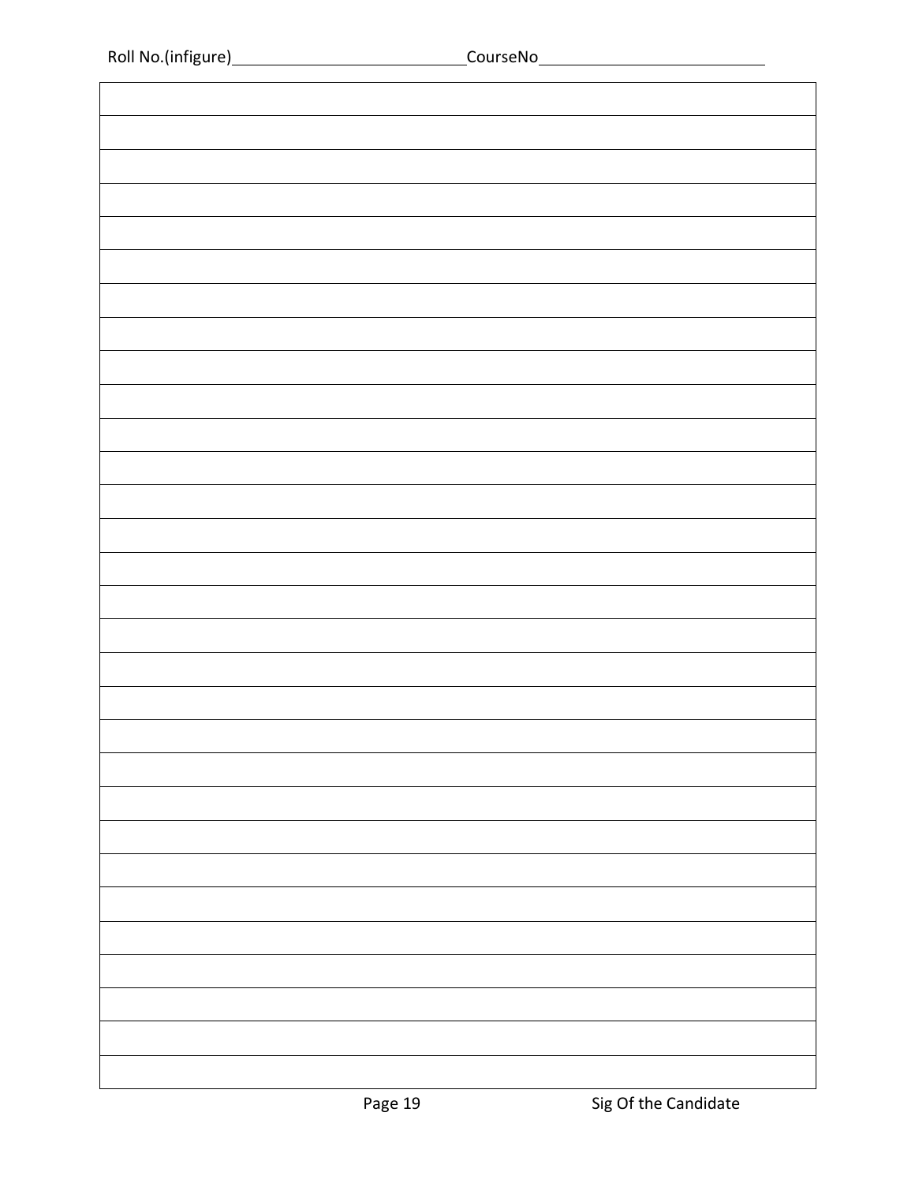Roll No.(infigure)\_\_\_\_\_\_\_\_\_\_\_\_\_\_\_\_\_\_\_\_\_\_\_\_\_\_CourseNo\_\_\_\_\_\_\_\_\_\_\_\_\_\_\_\_\_\_\_\_\_\_\_\_\_\_

Sig Of the Candidate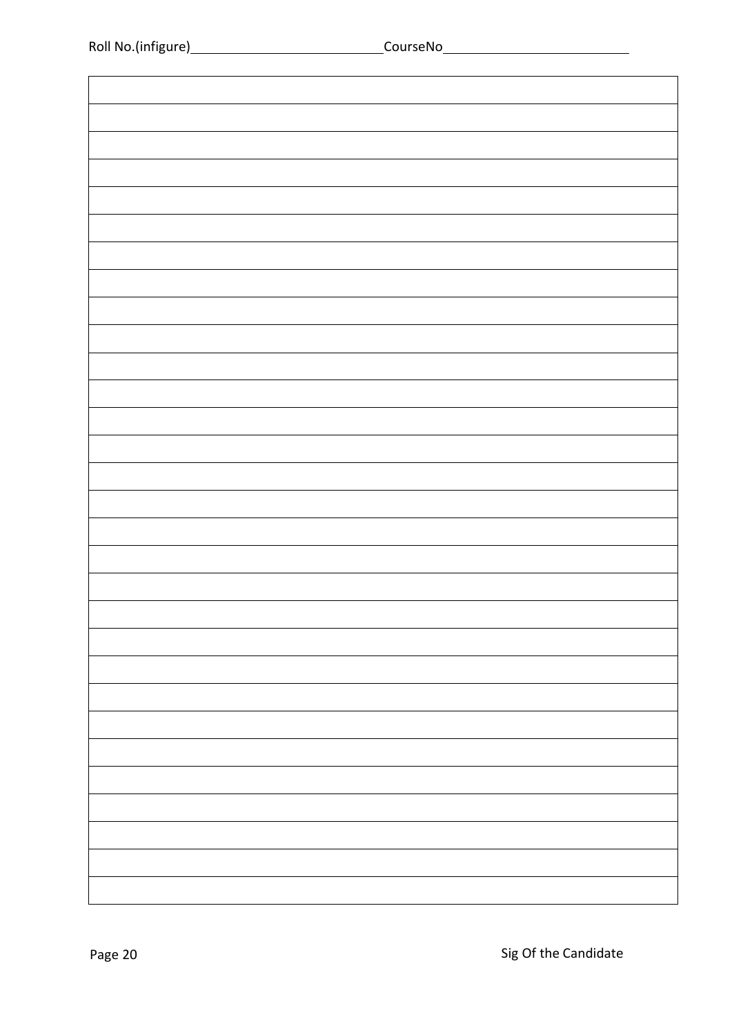Roll No.(infigure)\_\_\_\_\_\_\_\_\_\_\_\_\_\_\_\_\_\_\_\_\_\_\_\_\_\_CourseNo\_\_\_\_\_\_\_\_\_\_\_\_\_\_\_\_\_\_\_\_\_\_\_\_\_\_

Sig Of the Candidate